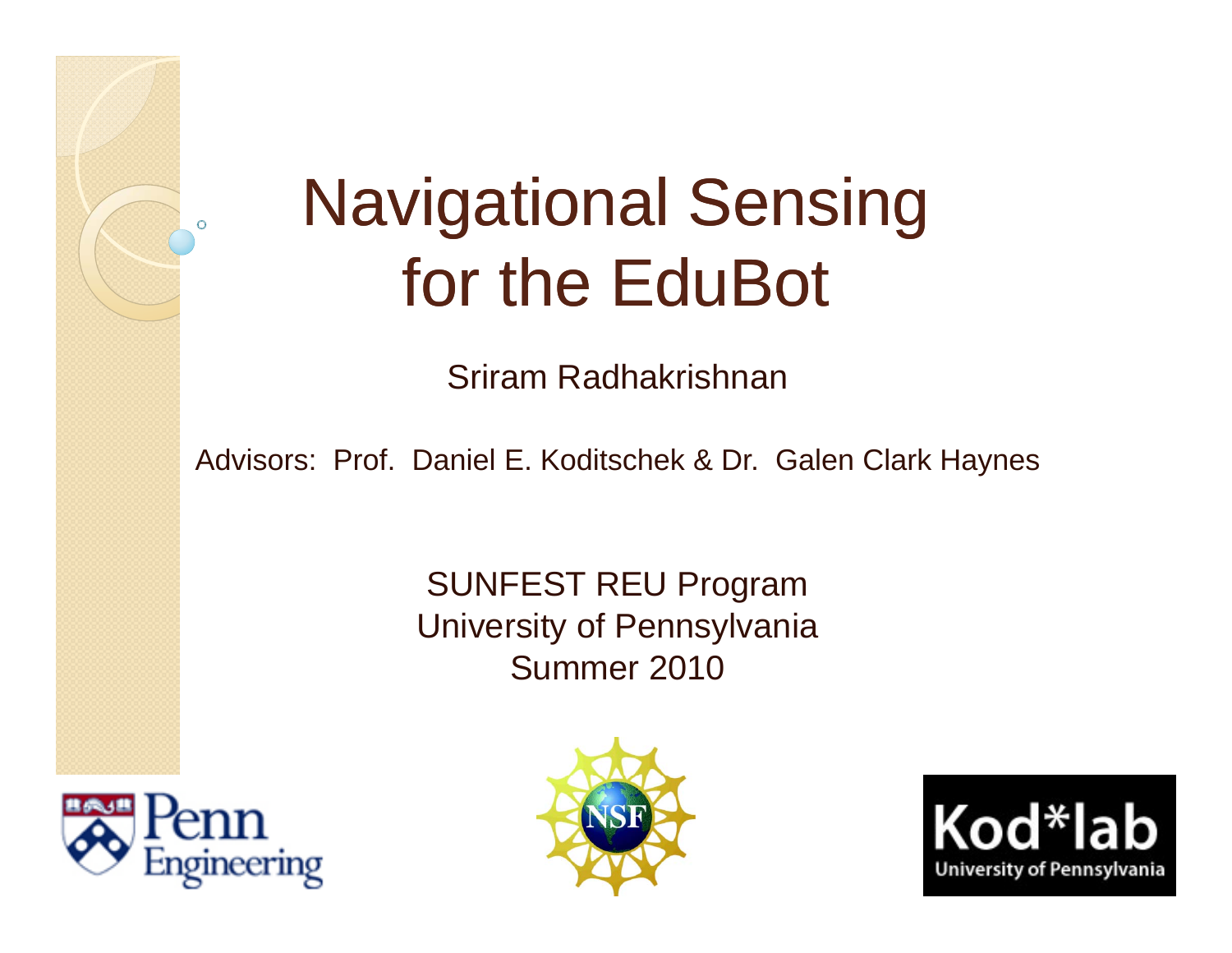# Navigational Sensing for the EduBot

Sriram Radhakrishnan

Advisors: Prof. Daniel E. Koditschek & Dr. Galen Clark Haynes

SUNFEST REU Program
University of Pennsylvania
Summer 2010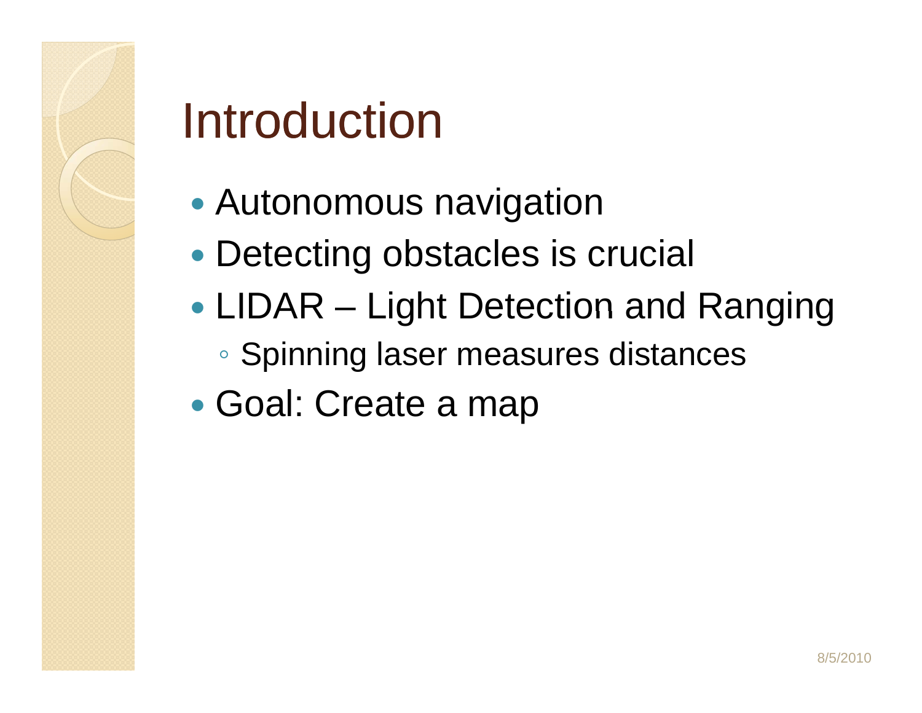# Introduction

- Autonomous navigation
- Detecting obstacles is crucial
- LIDAR – Light Detection and Ranging
  - Spinning laser measures distances
- Goal: Create a map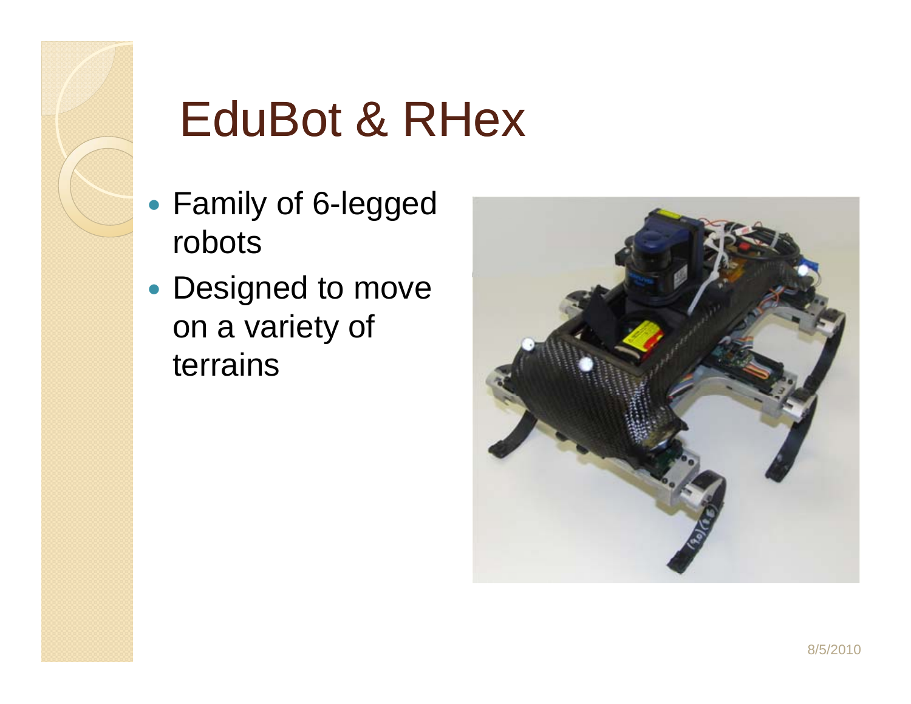# EduBot & RHex

- Family of 6-legged robots
- Designed to move on a variety of terrains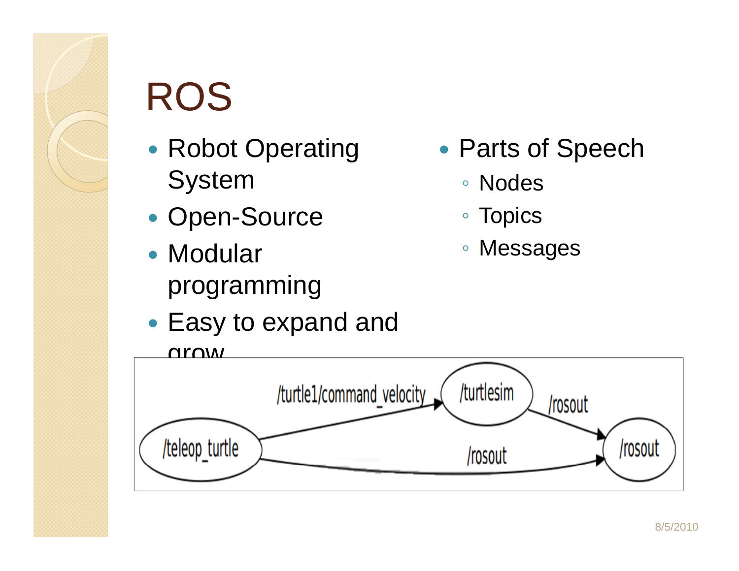# ROS

- Robot Operating System
- Open-Source
- Modular programming
- Easy to expand and grow

- Parts of Speech
  - Nodes
  - Topics
  - Messages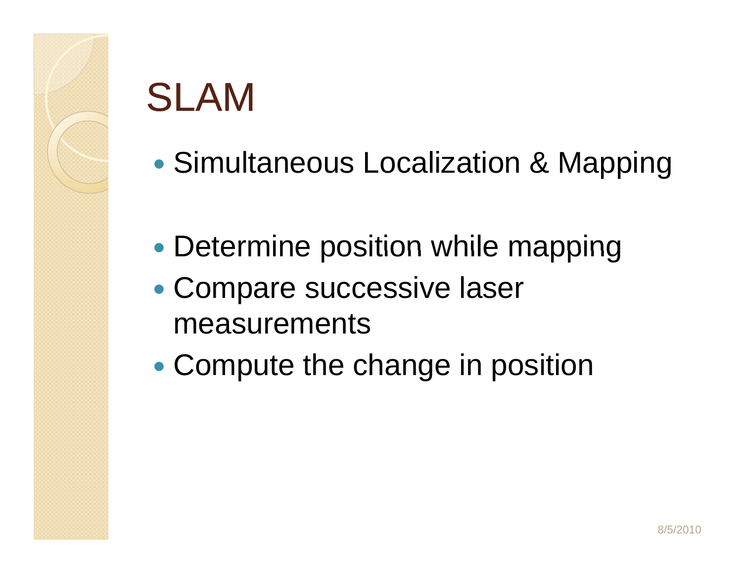# SLAM

- Simultaneous Localization & Mapping

- Determine position while mapping
- Compare successive laser measurements
- Compute the change in position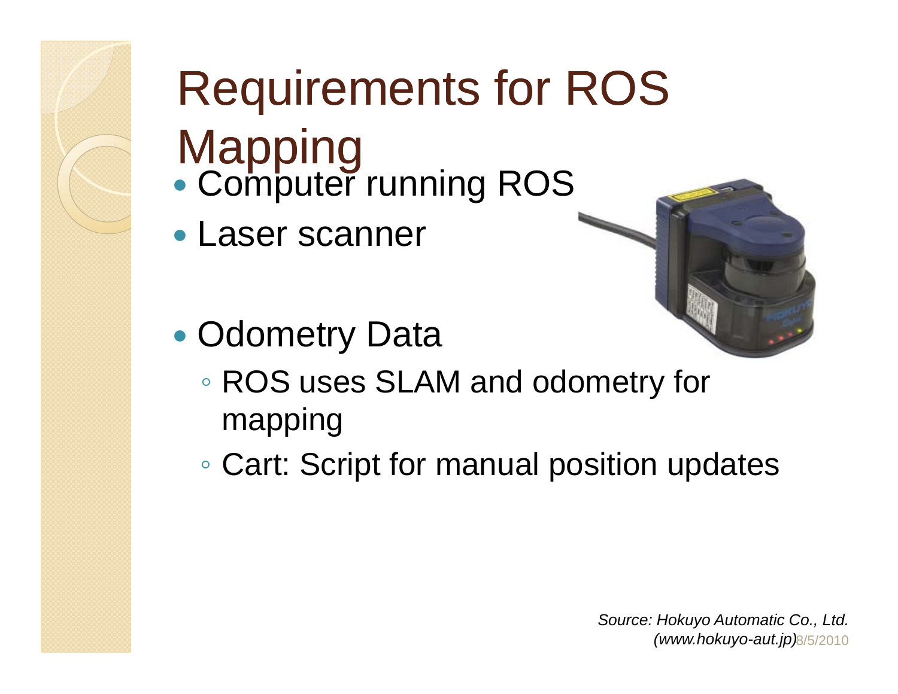# Requirements for ROS Mapping

- Computer running ROS
- Laser scanner
- Odometry Data
  - ROS uses SLAM and odometry for mapping
  - Cart: Script for manual position updates

*Source: Hokuyo Automatic Co., Ltd. (www.hokuyo-aut.jp)*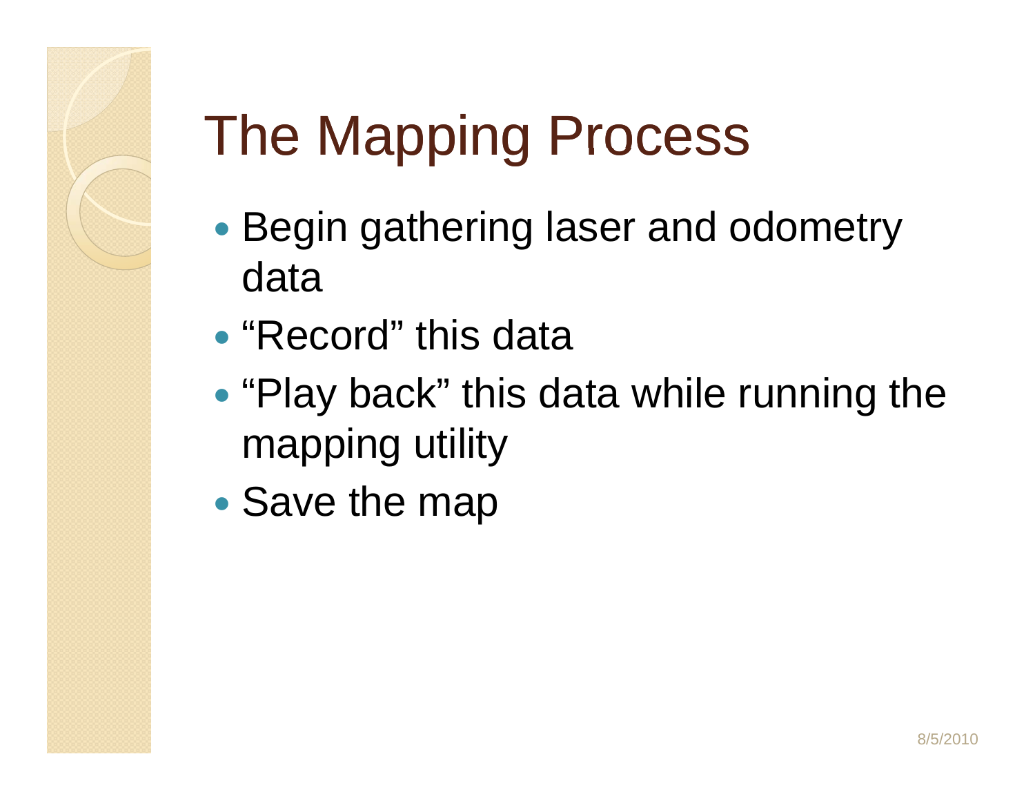# The Mapping Process

- Begin gathering laser and odometry data
- “Record” this data
- “Play back” this data while running the mapping utility
- Save the map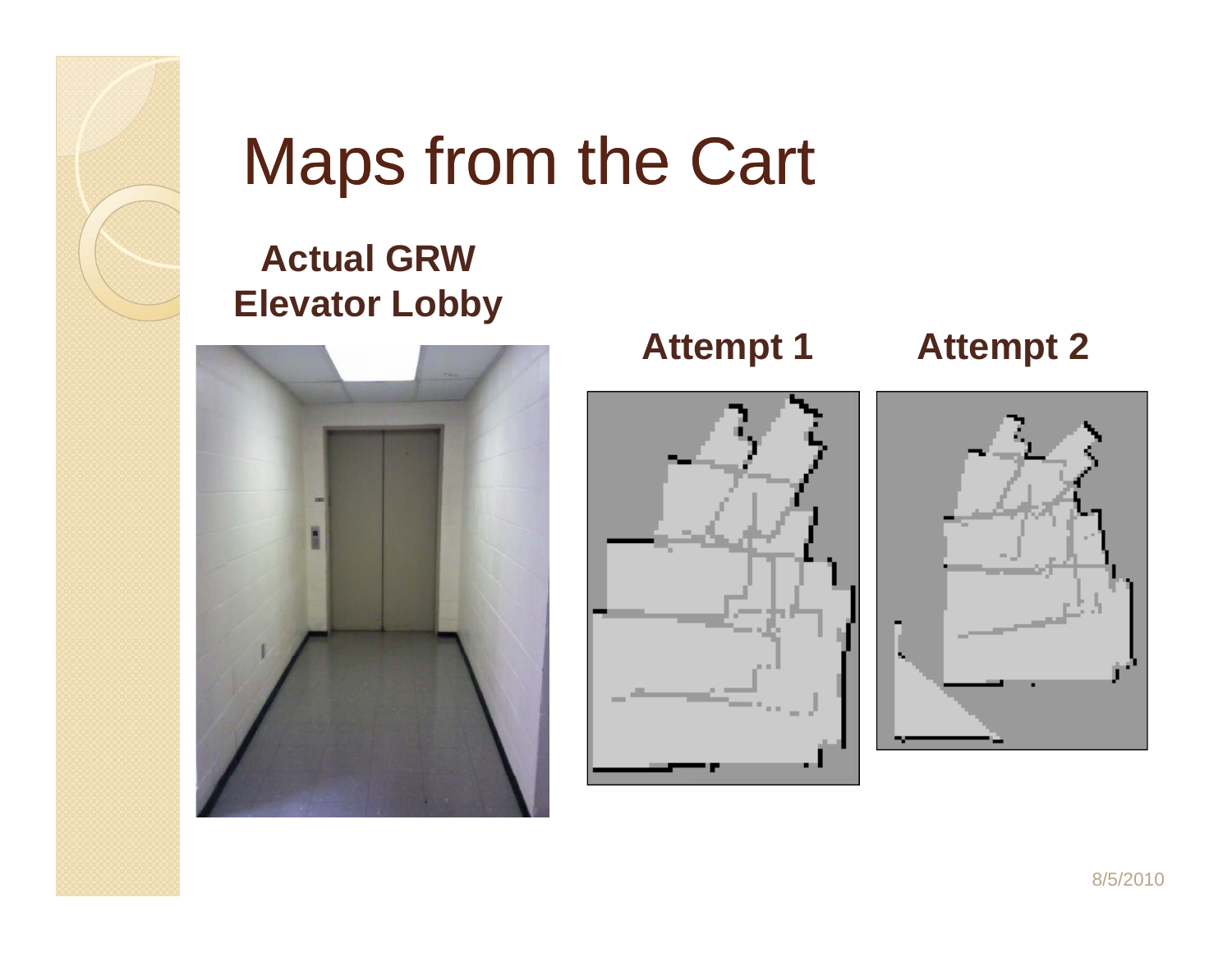# Maps from the Cart

**Actual GRW Elevator Lobby**

**Attempt 1**

**Attempt 2**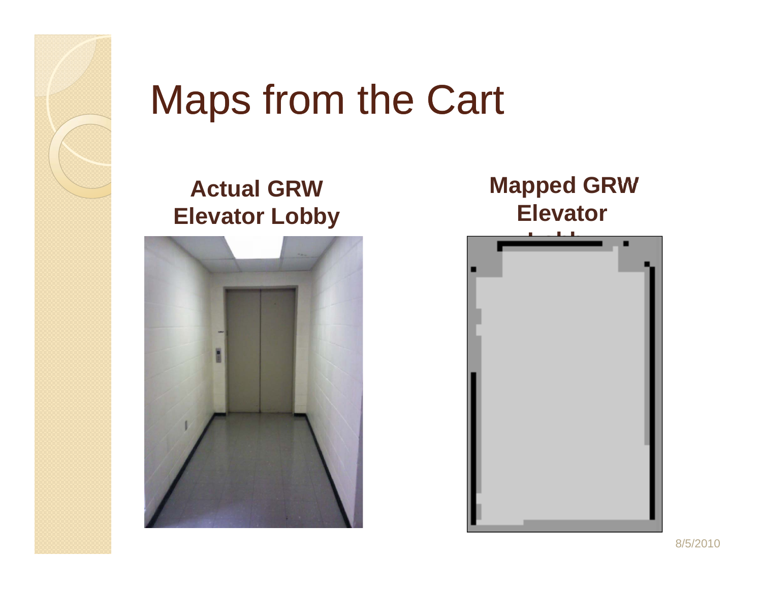# Maps from the Cart

**Actual GRW Elevator Lobby**

**Mapped GRW Elevator Lobby**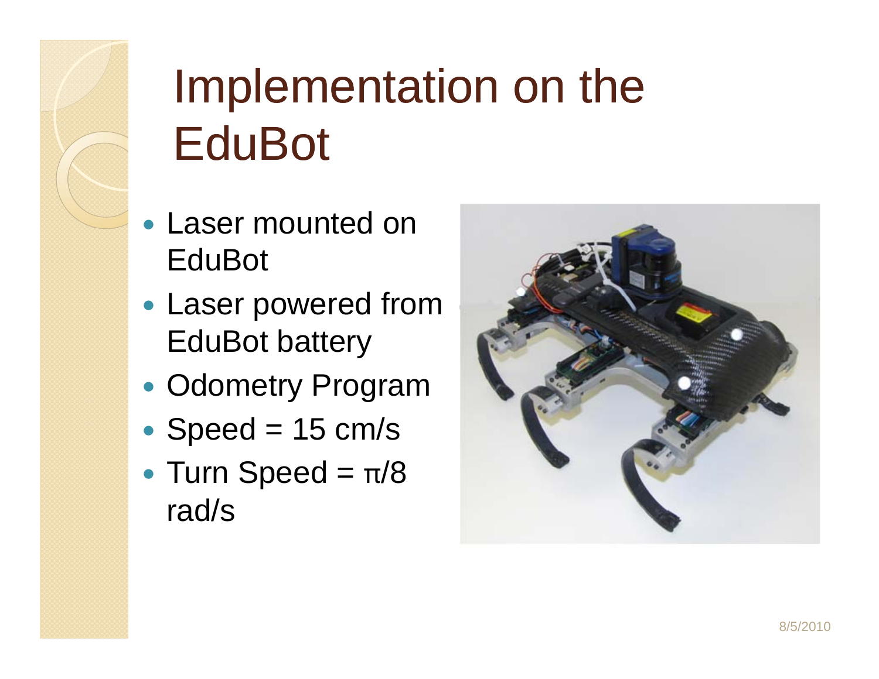# Implementation on the EduBot

- Laser mounted on EduBot
- Laser powered from EduBot battery
- Odometry Program
- Speed = 15 cm/s
- Turn Speed = $\pi/8$ rad/s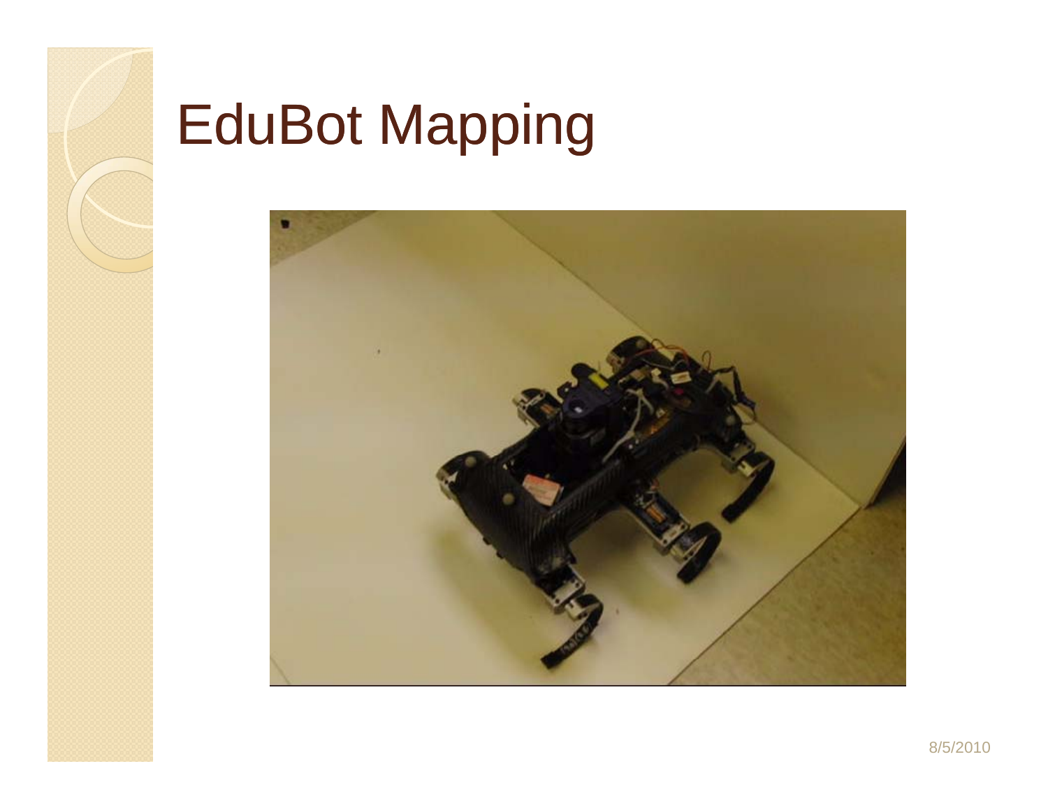# EduBot Mapping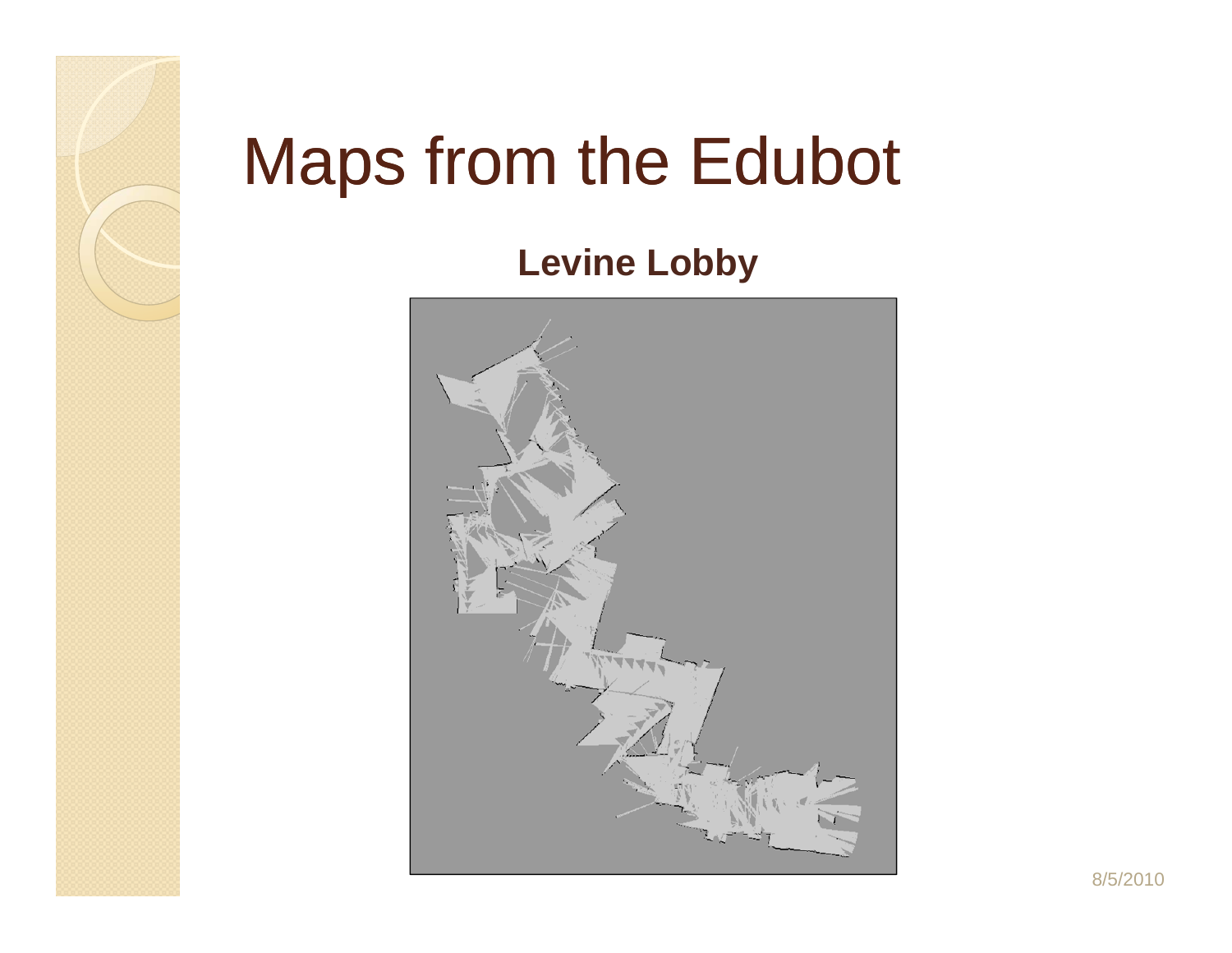# Maps from the Edubot

**Levine Lobby**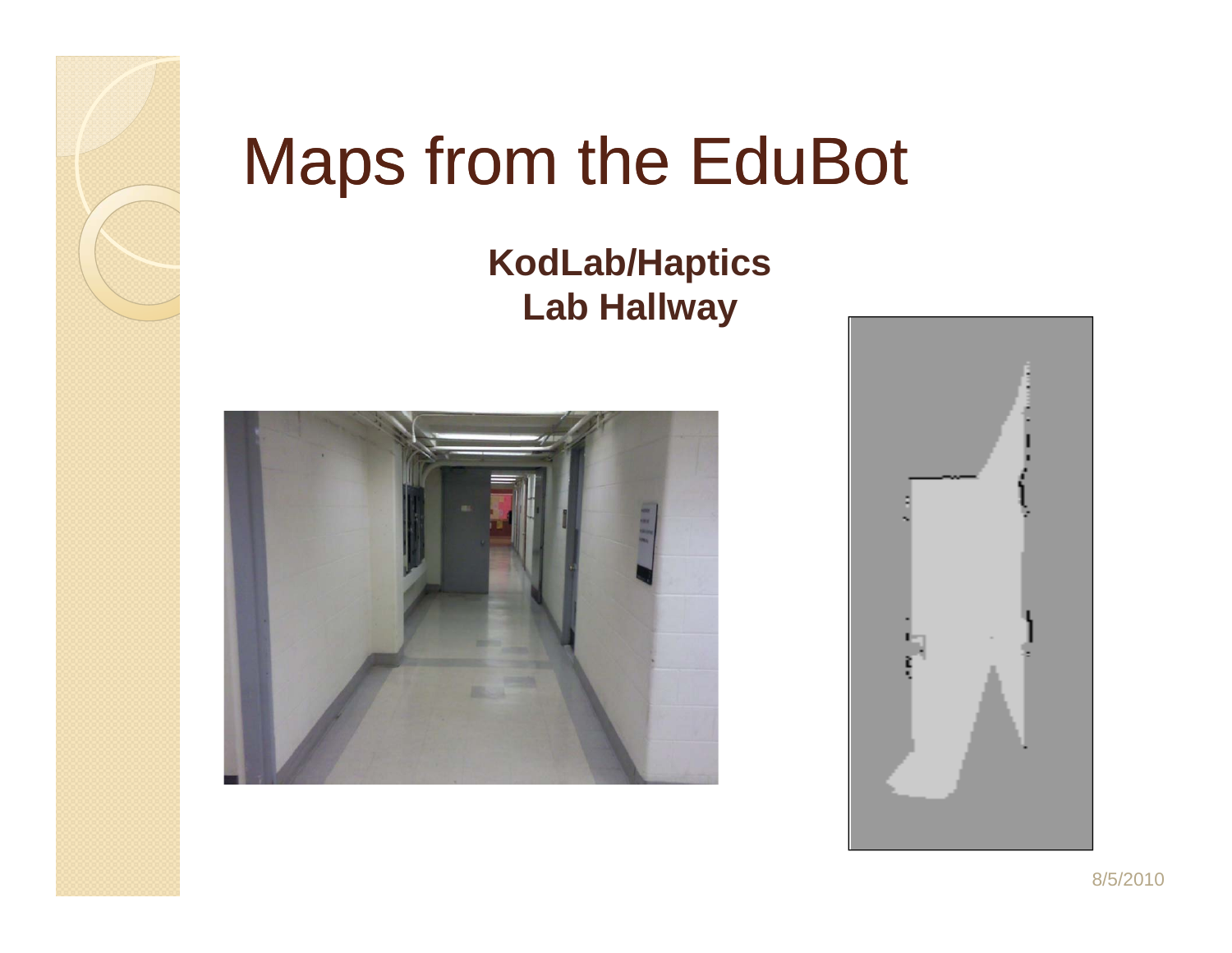# Maps from the EduBot

**KodLab/Haptics**
**Lab Hallway**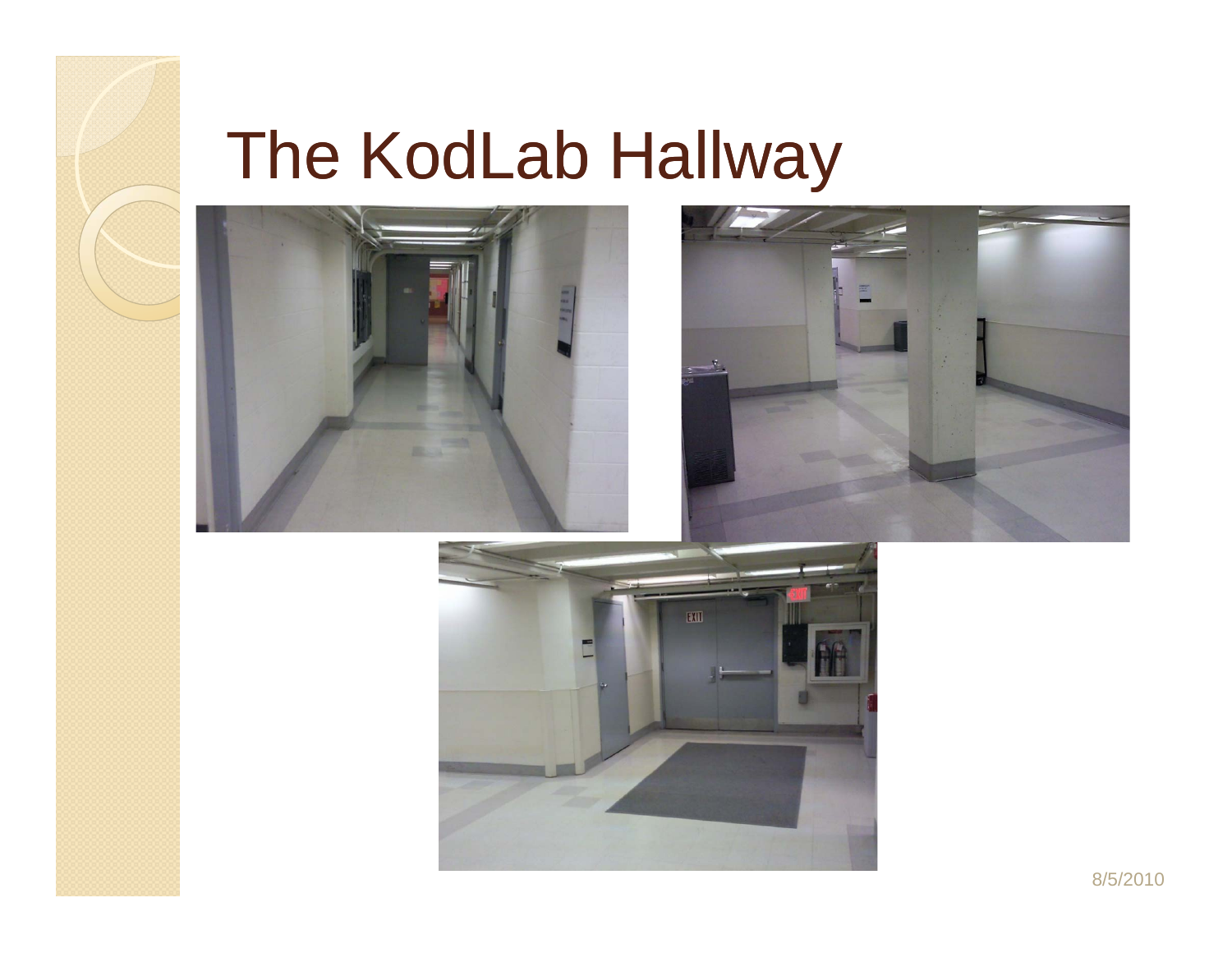# The KodLab Hallway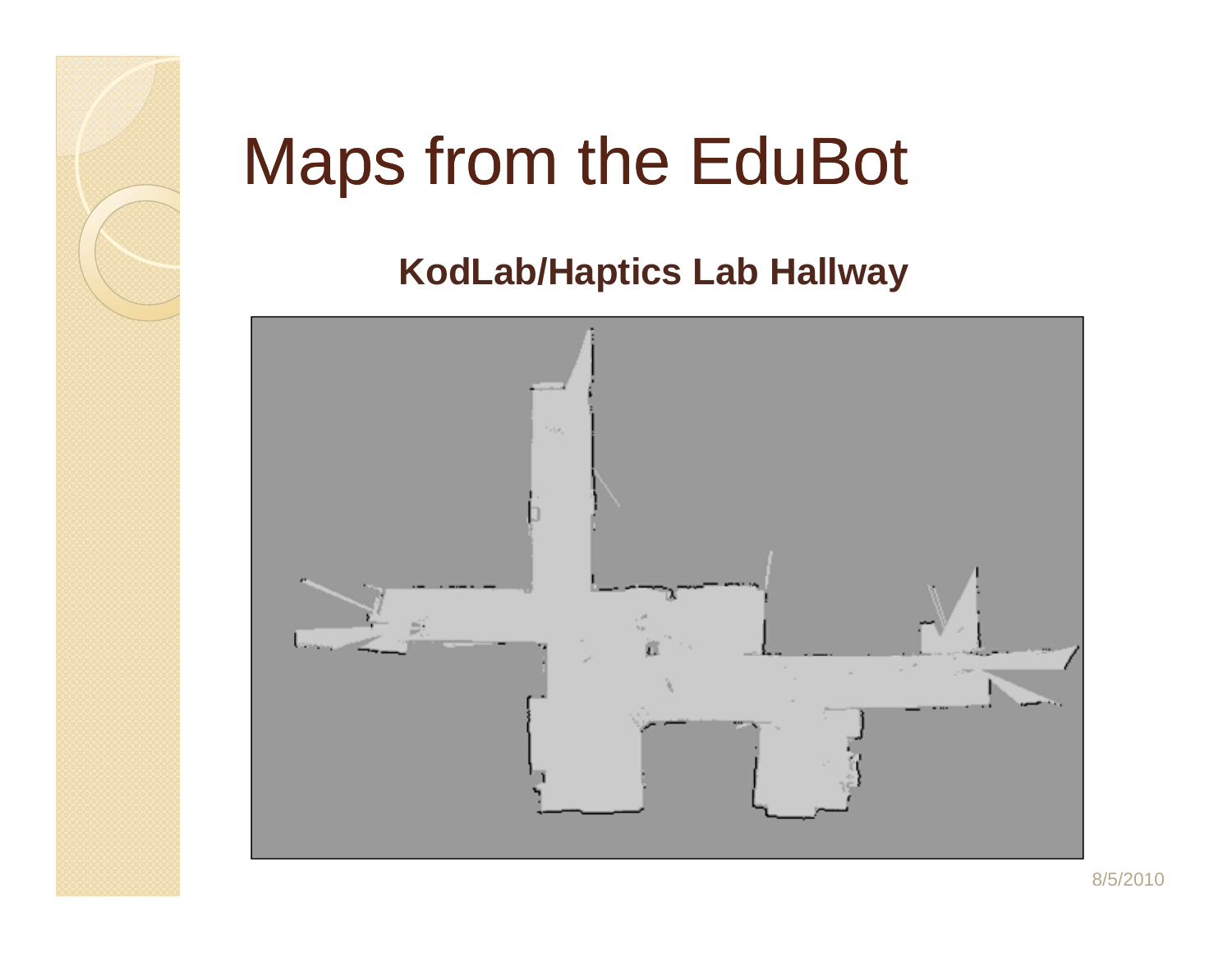# Maps from the EduBot

**KodLab/Haptics Lab Hallway**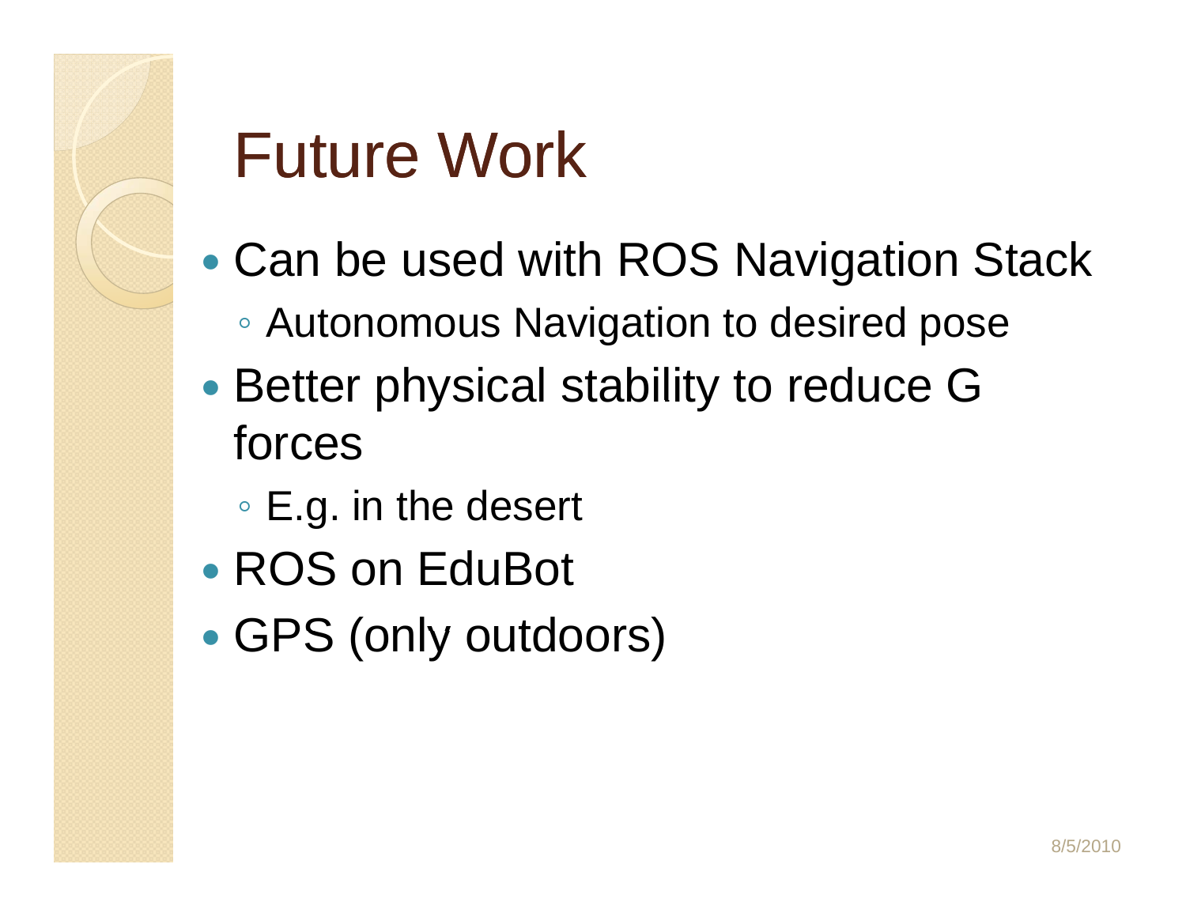# Future Work

- Can be used with ROS Navigation Stack
  - Autonomous Navigation to desired pose
- Better physical stability to reduce G forces
  - E.g. in the desert
- ROS on EduBot
- GPS (only outdoors)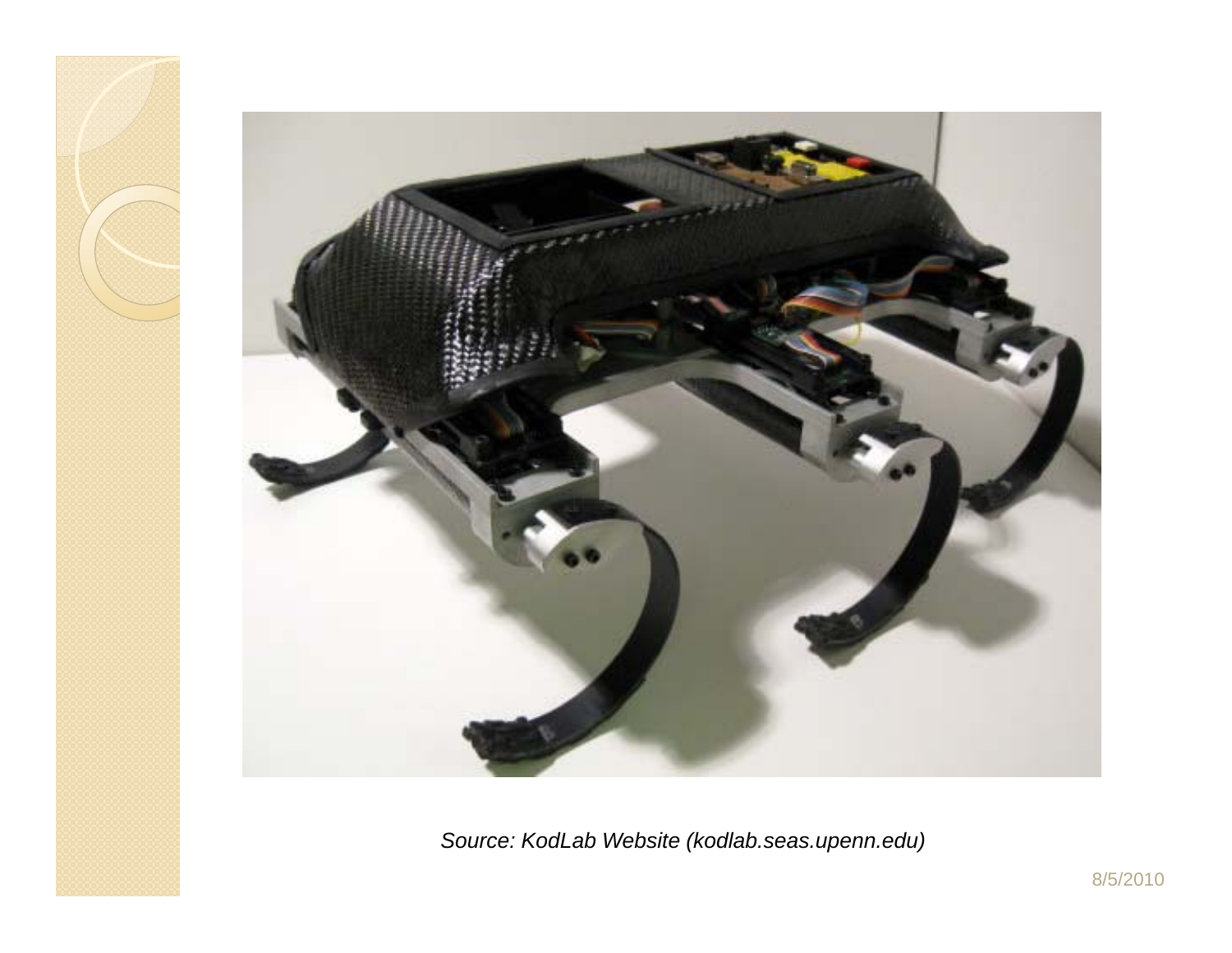*Source: KodLab Website (kodlab.seas.upenn.edu)*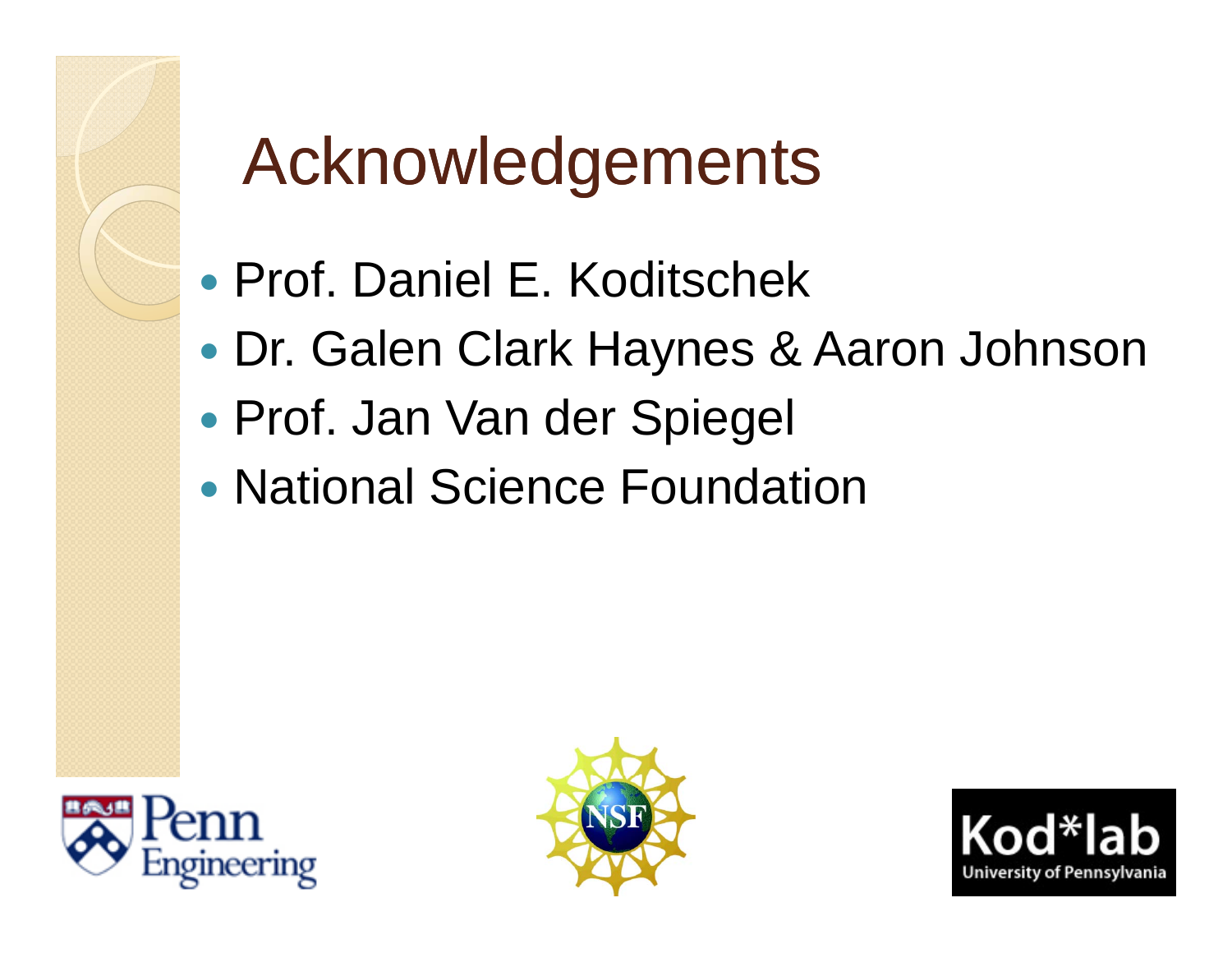# Acknowledgements

- Prof. Daniel E. Koditschek
- Dr. Galen Clark Haynes & Aaron Johnson
- Prof. Jan Van der Spiegel
- National Science Foundation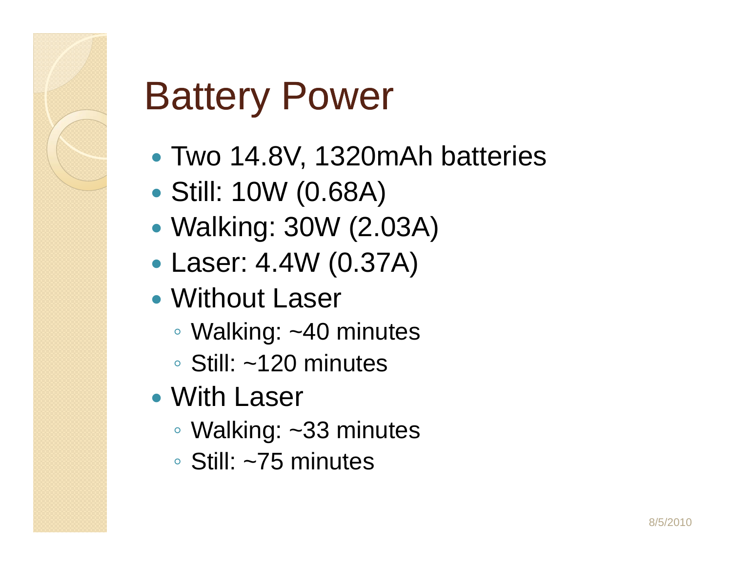# Battery Power

- Two 14.8V, 1320mAh batteries
- Still: 10W (0.68A)
- Walking: 30W (2.03A)
- Laser: 4.4W (0.37A)
- Without Laser
  - Walking: ~40 minutes
  - Still: ~120 minutes
- With Laser
  - Walking: ~33 minutes
  - Still: ~75 minutes